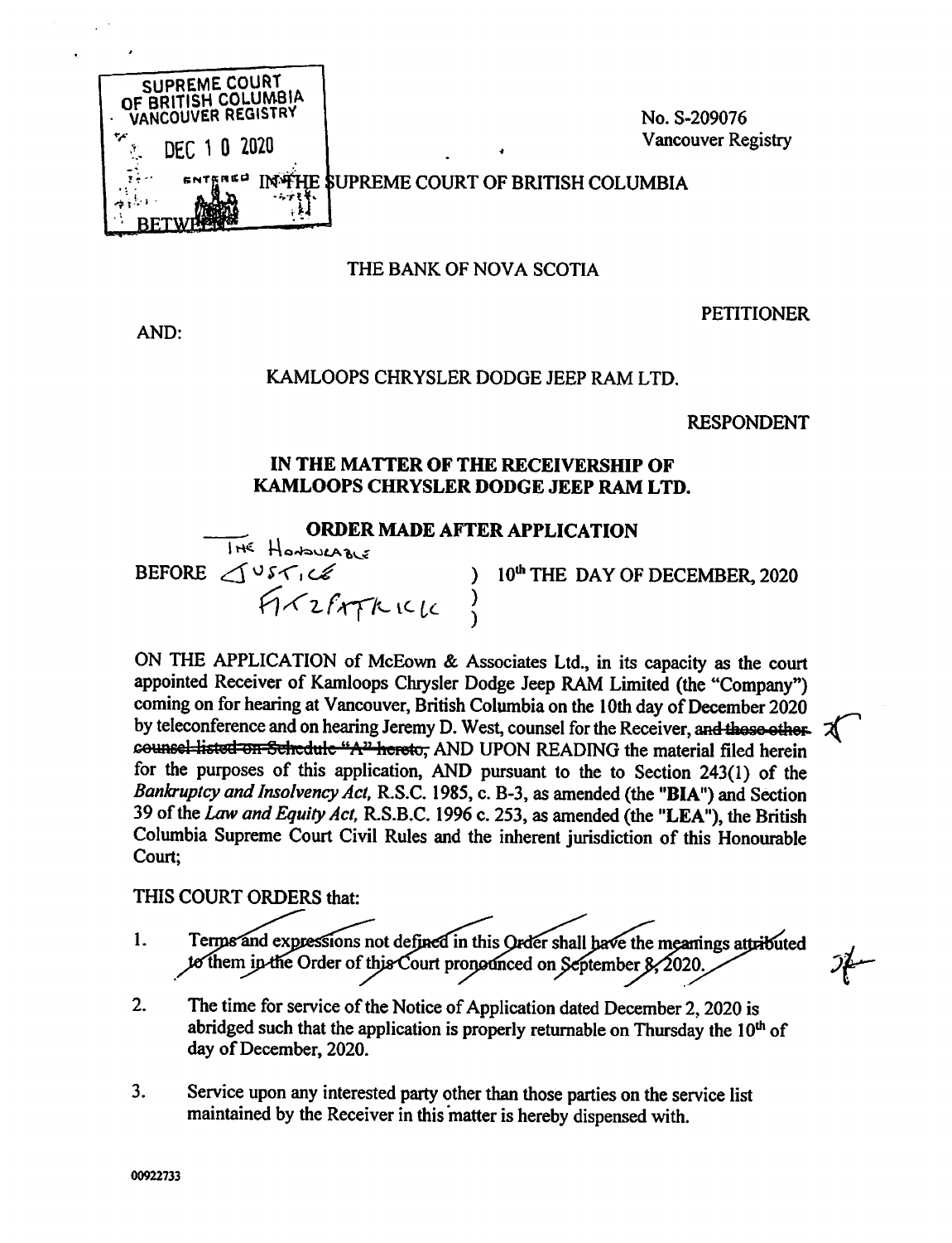SUPREME COURT OF BRITISH COLUMBIA
VANCOUVER REGISTRY

DEC 10 2020

ENTERED

No. S-209076
Vancouver Registry

IN THE SUPREME COURT OF BRITISH COLUMBIA

BETWEEN:

THE BANK OF NOVA SCOTIA

PETITIONER

AND:

KAMLOOPS CHRYSLER DODGE JEEP RAM LTD.

RESPONDENT

**IN THE MATTER OF THE RECEIVERSHIP OF KAMLOOPS CHRYSLER DODGE JEEP RAM LTD.**

**ORDER MADE AFTER APPLICATION**

| | | |
|---|---|---|
| BEFORE THE HONOURABLE JUSTICE FITZPATRICK | ) | 10th THE DAY OF DECEMBER, 2020 |

ON THE APPLICATION of McEown & Associates Ltd., in its capacity as the court appointed Receiver of Kamloops Chrysler Dodge Jeep RAM Limited (the "Company") coming on for hearing at Vancouver, British Columbia on the 10th day of December 2020 by teleconference and on hearing Jeremy D. West, counsel for the Receiver, ~~and those other counsel listed on Schedule "A" hereto,~~ AND UPON READING the material filed herein for the purposes of this application, AND pursuant to the to the Section 243(1) of the *Bankruptcy and Insolvency Act*, R.S.C. 1985, c. B-3, as amended (the "**BIA**") and Section 39 of the *Law and Equity Act*, R.S.B.C. 1996 c. 253, as amended (the "**LEA**"), the British Columbia Supreme Court Civil Rules and the inherent jurisdiction of this Honourable Court;

THIS COURT ORDERS that:

1. ~~Terms and expressions not defined in this Order shall have the meanings attributed to them in the Order of this Court pronounced on September 8, 2020.~~

2. The time for service of the Notice of Application dated December 2, 2020 is abridged such that the application is properly returnable on Thursday the 10th of day of December, 2020.

3. Service upon any interested party other than those parties on the service list maintained by the Receiver in this matter is hereby dispensed with.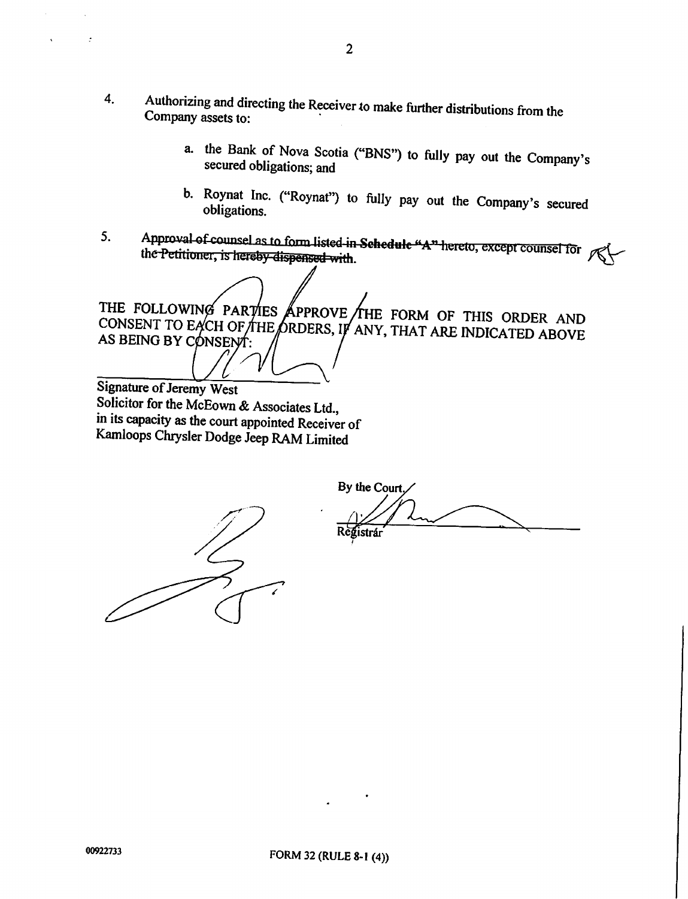4. Authorizing and directing the Receiver to make further distributions from the Company assets to:

   a. the Bank of Nova Scotia ("BNS") to fully pay out the Company's secured obligations; and

   b. Roynat Inc. ("Roynat") to fully pay out the Company's secured obligations.

5. ~~Approval of counsel as to form listed in **Schedule "A"** hereto, except counsel for the Petitioner, is hereby dispensed with.~~

THE FOLLOWING PARTIES APPROVE THE FORM OF THIS ORDER AND CONSENT TO EACH OF THE ORDERS, IF ANY, THAT ARE INDICATED ABOVE AS BEING BY CONSENT:

Signature of Jeremy West
Solicitor for the McEown & Associates Ltd.,
in its capacity as the court appointed Receiver of
Kamloops Chrysler Dodge Jeep RAM Limited

By the Court.

Registrar

00922733

FORM 32 (RULE 8-1 (4))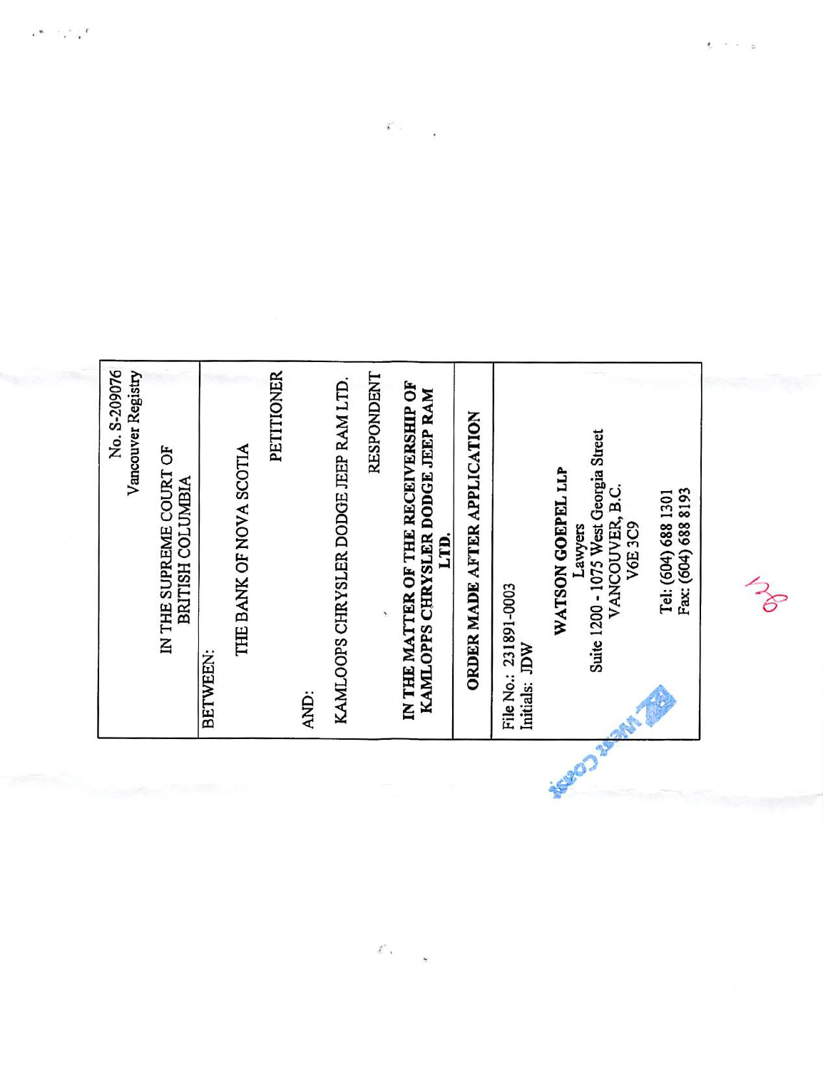No. S-209076
Vancouver Registry

IN THE SUPREME COURT OF BRITISH COLUMBIA

BETWEEN:

THE BANK OF NOVA SCOTIA

PETITIONER

AND:

KAMLOOPS CHRYSLER DODGE JEEP RAM LTD.

RESPONDENT

**IN THE MATTER OF THE RECEIVERSHIP OF KAMLOOPS CHRYSLER DODGE JEEP RAM LTD.**

**ORDER MADE AFTER APPLICATION**

File No.: 231891-0003
Initials: JDW

**WATSON GOEPEL LLP**
Lawyers
Suite 1200 - 1075 West Georgia Street
VANCOUVER, B.C.
V6E 3C9

Tel: (604) 688 1301
Fax: (604) 688 8193